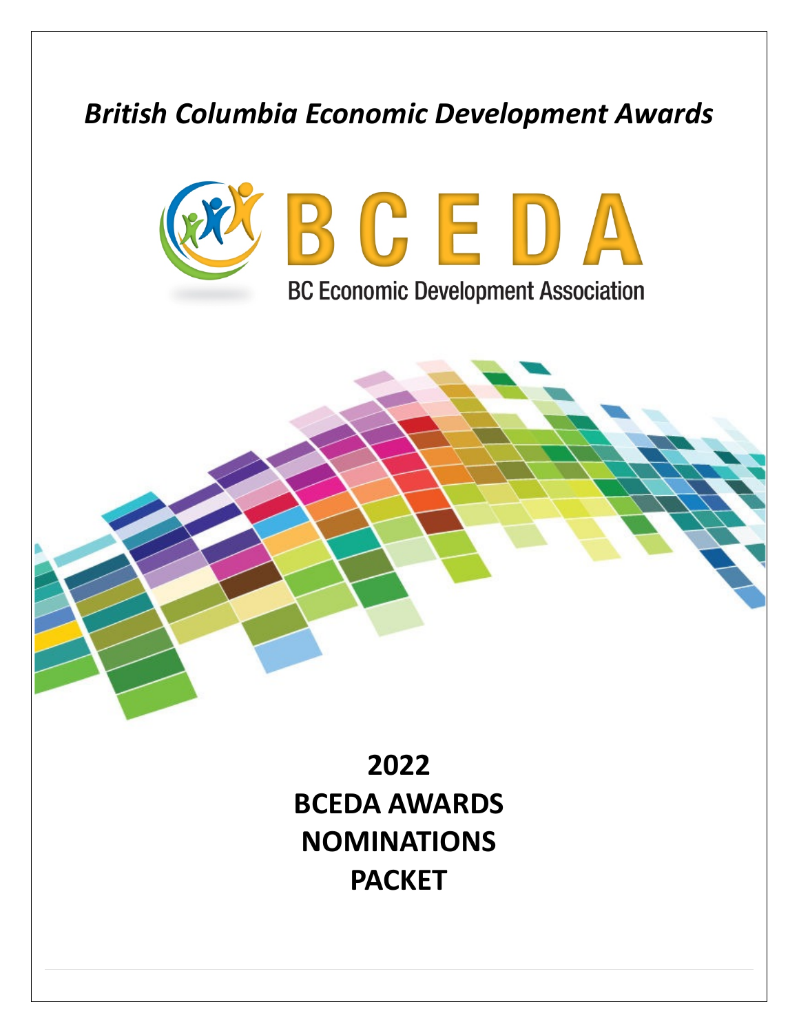*British Columbia Economic Development Awards*

BCEDA

BC Economic Development Association

# 2022 BCEDA AWARDS NOMINATIONS PACKET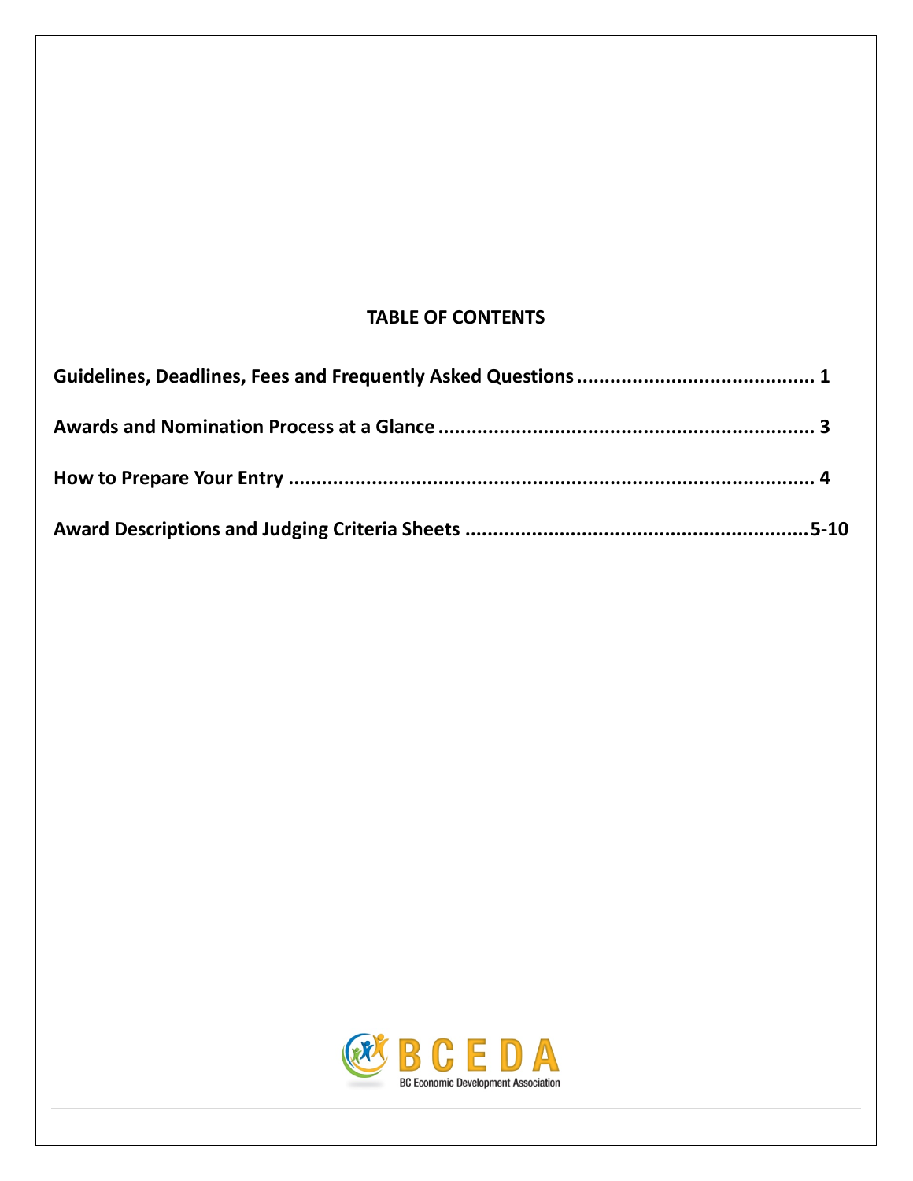## TABLE OF CONTENTS

**Guidelines, Deadlines, Fees and Frequently Asked Questions ............................................ 1**

**Awards and Nomination Process at a Glance ..................................................................... 3**

**How to Prepare Your Entry ................................................................................................ 4**

**Award Descriptions and Judging Criteria Sheets ............................................................. 5-10**

BCEDA

BC Economic Development Association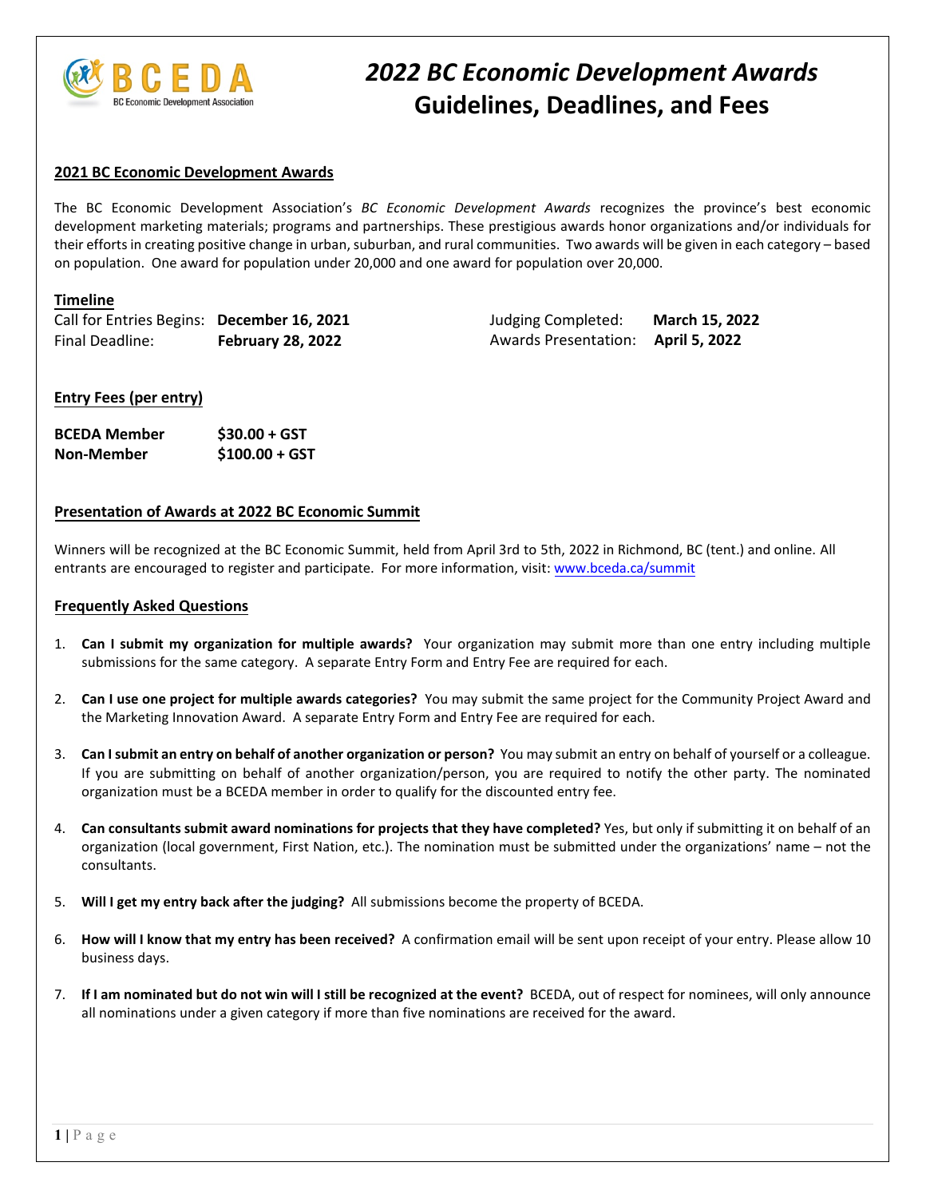# 2022 BC Economic Development Awards
# Guidelines, Deadlines, and Fees

## 2021 BC Economic Development Awards

The BC Economic Development Association's *BC Economic Development Awards* recognizes the province's best economic development marketing materials; programs and partnerships. These prestigious awards honor organizations and/or individuals for their efforts in creating positive change in urban, suburban, and rural communities. Two awards will be given in each category – based on population. One award for population under 20,000 and one award for population over 20,000.

## Timeline

Call for Entries Begins: **December 16, 2021**
Final Deadline: **February 28, 2022**
Judging Completed: **March 15, 2022**
Awards Presentation: **April 5, 2022**

## Entry Fees (per entry)

| | |
|---|---|
| **BCEDA Member** | **$30.00 + GST** |
| **Non-Member** | **$100.00 + GST** |

## Presentation of Awards at 2022 BC Economic Summit

Winners will be recognized at the BC Economic Summit, held from April 3rd to 5th, 2022 in Richmond, BC (tent.) and online. All entrants are encouraged to register and participate. For more information, visit: www.bceda.ca/summit

## Frequently Asked Questions

1. **Can I submit my organization for multiple awards?** Your organization may submit more than one entry including multiple submissions for the same category. A separate Entry Form and Entry Fee are required for each.

2. **Can I use one project for multiple awards categories?** You may submit the same project for the Community Project Award and the Marketing Innovation Award. A separate Entry Form and Entry Fee are required for each.

3. **Can I submit an entry on behalf of another organization or person?** You may submit an entry on behalf of yourself or a colleague. If you are submitting on behalf of another organization/person, you are required to notify the other party. The nominated organization must be a BCEDA member in order to qualify for the discounted entry fee.

4. **Can consultants submit award nominations for projects that they have completed?** Yes, but only if submitting it on behalf of an organization (local government, First Nation, etc.). The nomination must be submitted under the organizations' name – not the consultants.

5. **Will I get my entry back after the judging?** All submissions become the property of BCEDA.

6. **How will I know that my entry has been received?** A confirmation email will be sent upon receipt of your entry. Please allow 10 business days.

7. **If I am nominated but do not win will I still be recognized at the event?** BCEDA, out of respect for nominees, will only announce all nominations under a given category if more than five nominations are received for the award.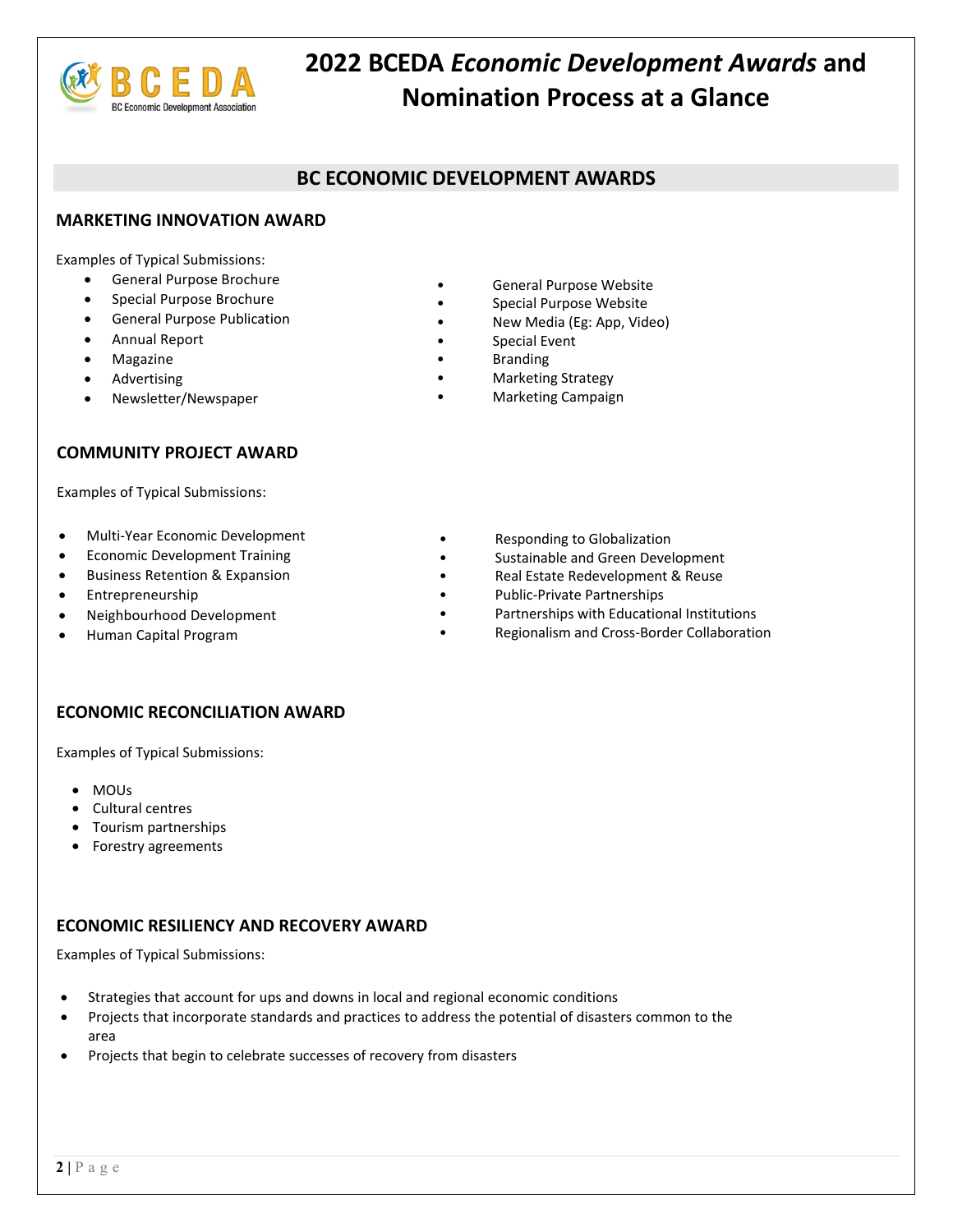# 2022 BCEDA *Economic Development Awards* and Nomination Process at a Glance

## BC ECONOMIC DEVELOPMENT AWARDS

### MARKETING INNOVATION AWARD

Examples of Typical Submissions:

- General Purpose Brochure
- Special Purpose Brochure
- General Purpose Publication
- Annual Report
- Magazine
- Advertising
- Newsletter/Newspaper
- General Purpose Website
- Special Purpose Website
- New Media (Eg: App, Video)
- Special Event
- Branding
- Marketing Strategy
- Marketing Campaign

### COMMUNITY PROJECT AWARD

Examples of Typical Submissions:

- Multi-Year Economic Development
- Economic Development Training
- Business Retention & Expansion
- Entrepreneurship
- Neighbourhood Development
- Human Capital Program
- Responding to Globalization
- Sustainable and Green Development
- Real Estate Redevelopment & Reuse
- Public-Private Partnerships
- Partnerships with Educational Institutions
- Regionalism and Cross-Border Collaboration

### ECONOMIC RECONCILIATION AWARD

Examples of Typical Submissions:

- MOUs
- Cultural centres
- Tourism partnerships
- Forestry agreements

### ECONOMIC RESILIENCY AND RECOVERY AWARD

Examples of Typical Submissions:

- Strategies that account for ups and downs in local and regional economic conditions
- Projects that incorporate standards and practices to address the potential of disasters common to the area
- Projects that begin to celebrate successes of recovery from disasters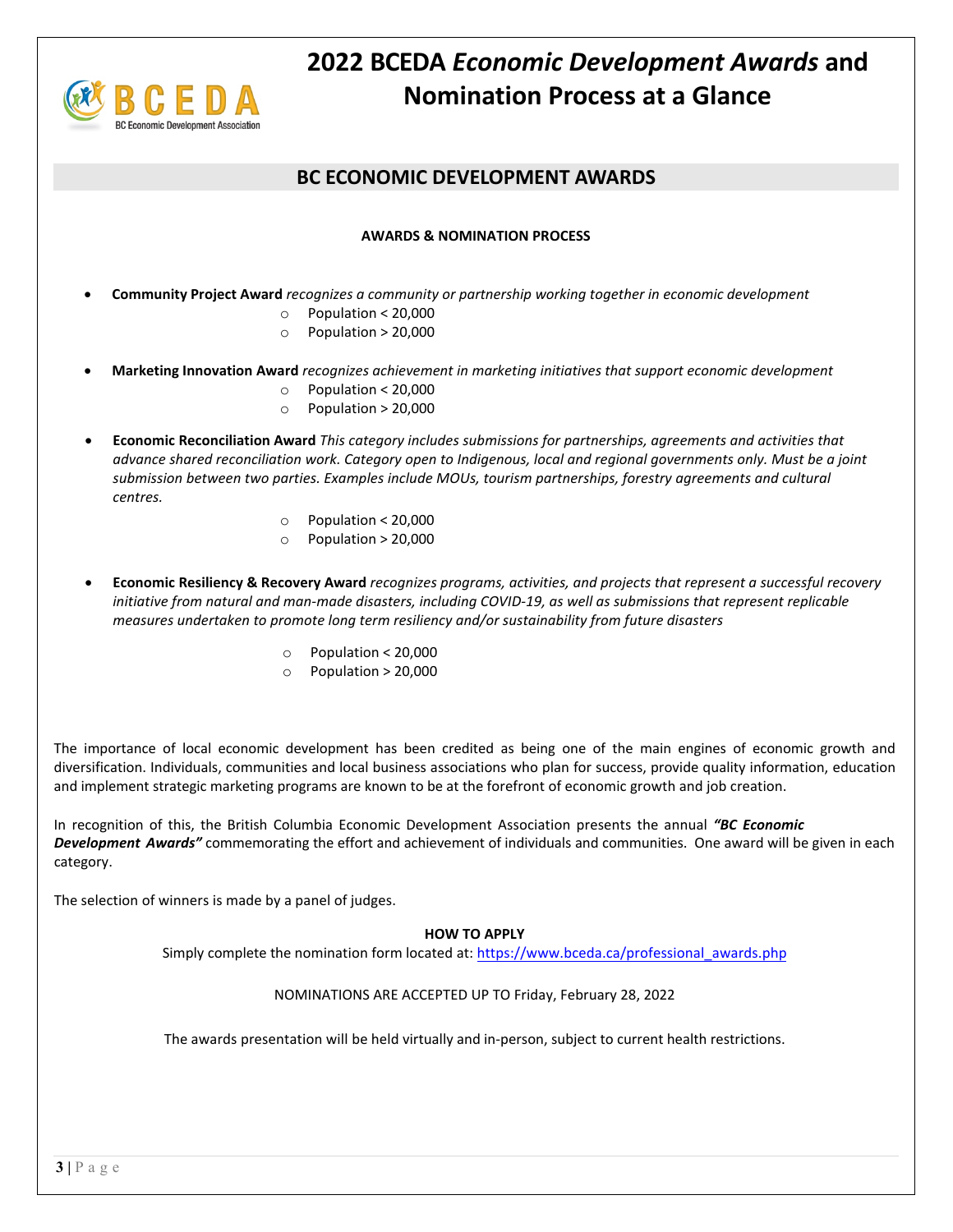# 2022 BCEDA *Economic Development Awards* and Nomination Process at a Glance

## BC ECONOMIC DEVELOPMENT AWARDS

**AWARDS & NOMINATION PROCESS**

- **Community Project Award** *recognizes a community or partnership working together in economic development*
  - Population < 20,000
  - Population > 20,000

- **Marketing Innovation Award** *recognizes achievement in marketing initiatives that support economic development*
  - Population < 20,000
  - Population > 20,000

- **Economic Reconciliation Award** *This category includes submissions for partnerships, agreements and activities that advance shared reconciliation work. Category open to Indigenous, local and regional governments only. Must be a joint submission between two parties. Examples include MOUs, tourism partnerships, forestry agreements and cultural centres.*
  - Population < 20,000
  - Population > 20,000

- **Economic Resiliency & Recovery Award** *recognizes programs, activities, and projects that represent a successful recovery initiative from natural and man-made disasters, including COVID-19, as well as submissions that represent replicable measures undertaken to promote long term resiliency and/or sustainability from future disasters*
  - Population < 20,000
  - Population > 20,000

The importance of local economic development has been credited as being one of the main engines of economic growth and diversification. Individuals, communities and local business associations who plan for success, provide quality information, education and implement strategic marketing programs are known to be at the forefront of economic growth and job creation.

In recognition of this, the British Columbia Economic Development Association presents the annual ***"BC Economic Development Awards"*** commemorating the effort and achievement of individuals and communities. One award will be given in each category.

The selection of winners is made by a panel of judges.

**HOW TO APPLY**

Simply complete the nomination form located at: https://www.bceda.ca/professional_awards.php

NOMINATIONS ARE ACCEPTED UP TO Friday, February 28, 2022

The awards presentation will be held virtually and in-person, subject to current health restrictions.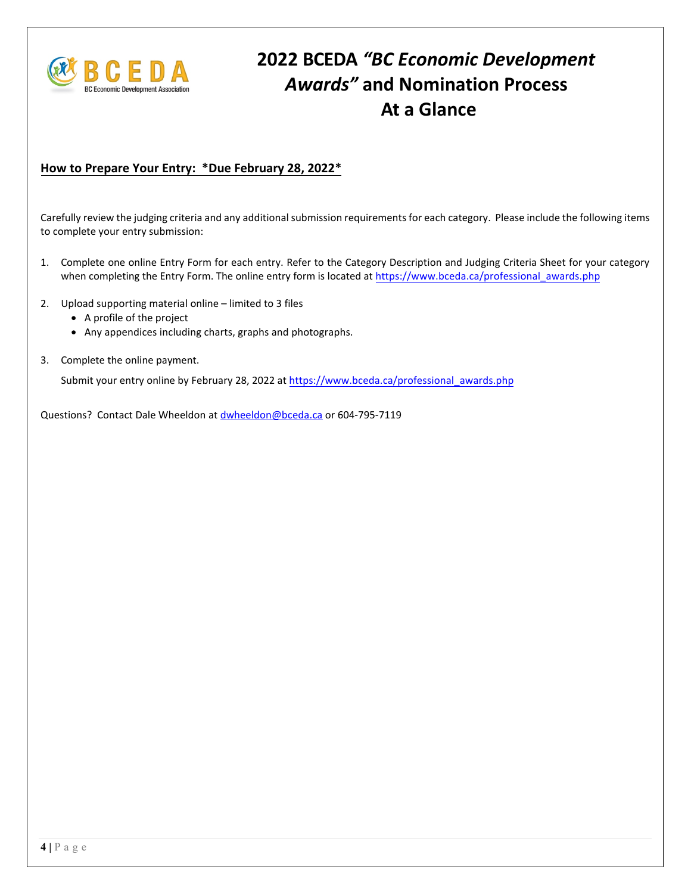# 2022 BCEDA *"BC Economic Development Awards"* and Nomination Process At a Glance

## How to Prepare Your Entry: *Due February 28, 2022*

Carefully review the judging criteria and any additional submission requirements for each category. Please include the following items to complete your entry submission:

1. Complete one online Entry Form for each entry. Refer to the Category Description and Judging Criteria Sheet for your category when completing the Entry Form. The online entry form is located at https://www.bceda.ca/professional_awards.php

2. Upload supporting material online – limited to 3 files
   - A profile of the project
   - Any appendices including charts, graphs and photographs.

3. Complete the online payment.

   Submit your entry online by February 28, 2022 at https://www.bceda.ca/professional_awards.php

Questions? Contact Dale Wheeldon at dwheeldon@bceda.ca or 604-795-7119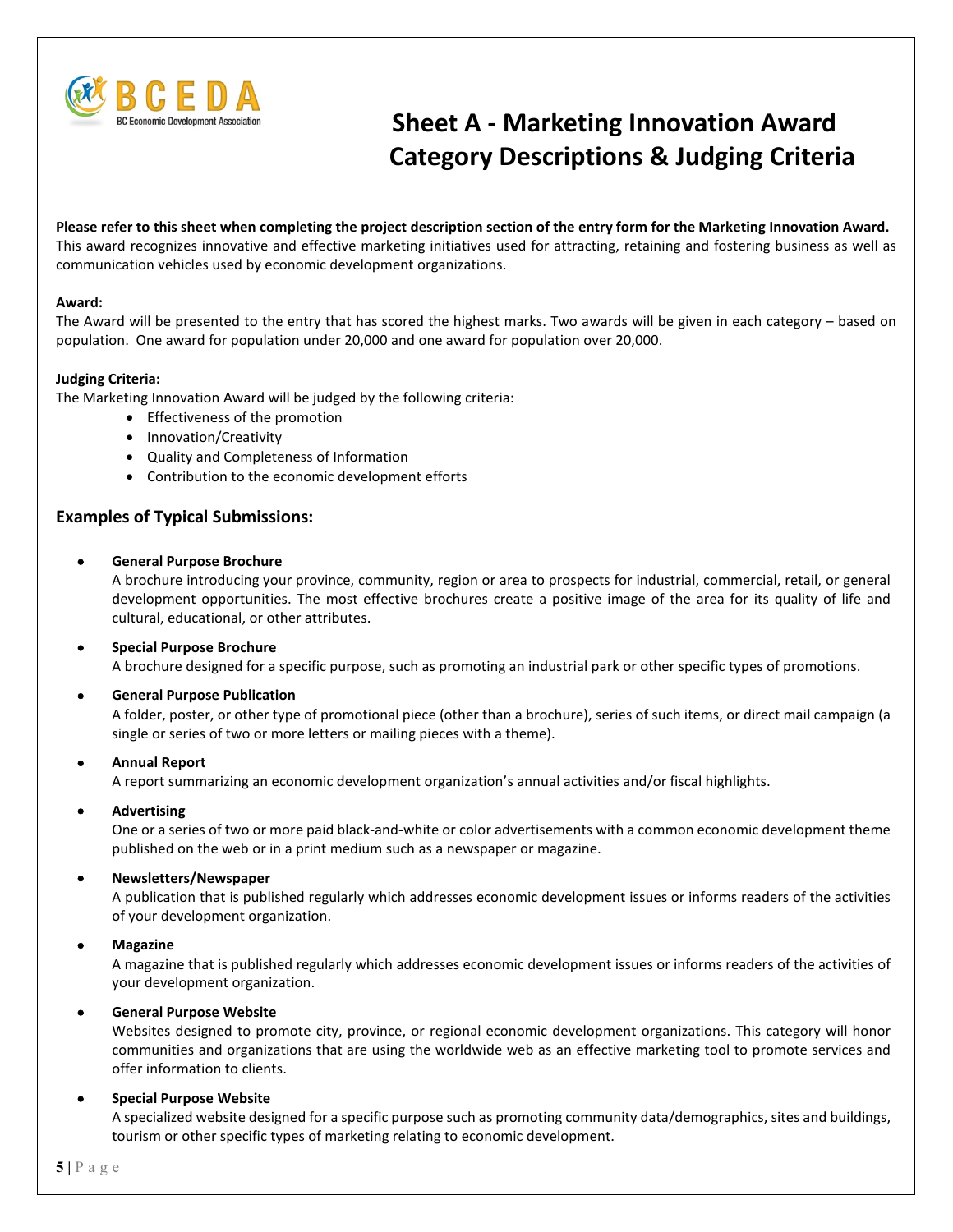# Sheet A - Marketing Innovation Award Category Descriptions & Judging Criteria

**Please refer to this sheet when completing the project description section of the entry form for the Marketing Innovation Award.** This award recognizes innovative and effective marketing initiatives used for attracting, retaining and fostering business as well as communication vehicles used by economic development organizations.

**Award:**
The Award will be presented to the entry that has scored the highest marks. Two awards will be given in each category – based on population. One award for population under 20,000 and one award for population over 20,000.

**Judging Criteria:**
The Marketing Innovation Award will be judged by the following criteria:

- Effectiveness of the promotion
- Innovation/Creativity
- Quality and Completeness of Information
- Contribution to the economic development efforts

## Examples of Typical Submissions:

- **General Purpose Brochure**
  A brochure introducing your province, community, region or area to prospects for industrial, commercial, retail, or general development opportunities. The most effective brochures create a positive image of the area for its quality of life and cultural, educational, or other attributes.

- **Special Purpose Brochure**
  A brochure designed for a specific purpose, such as promoting an industrial park or other specific types of promotions.

- **General Purpose Publication**
  A folder, poster, or other type of promotional piece (other than a brochure), series of such items, or direct mail campaign (a single or series of two or more letters or mailing pieces with a theme).

- **Annual Report**
  A report summarizing an economic development organization's annual activities and/or fiscal highlights.

- **Advertising**
  One or a series of two or more paid black-and-white or color advertisements with a common economic development theme published on the web or in a print medium such as a newspaper or magazine.

- **Newsletters/Newspaper**
  A publication that is published regularly which addresses economic development issues or informs readers of the activities of your development organization.

- **Magazine**
  A magazine that is published regularly which addresses economic development issues or informs readers of the activities of your development organization.

- **General Purpose Website**
  Websites designed to promote city, province, or regional economic development organizations. This category will honor communities and organizations that are using the worldwide web as an effective marketing tool to promote services and offer information to clients.

- **Special Purpose Website**
  A specialized website designed for a specific purpose such as promoting community data/demographics, sites and buildings, tourism or other specific types of marketing relating to economic development.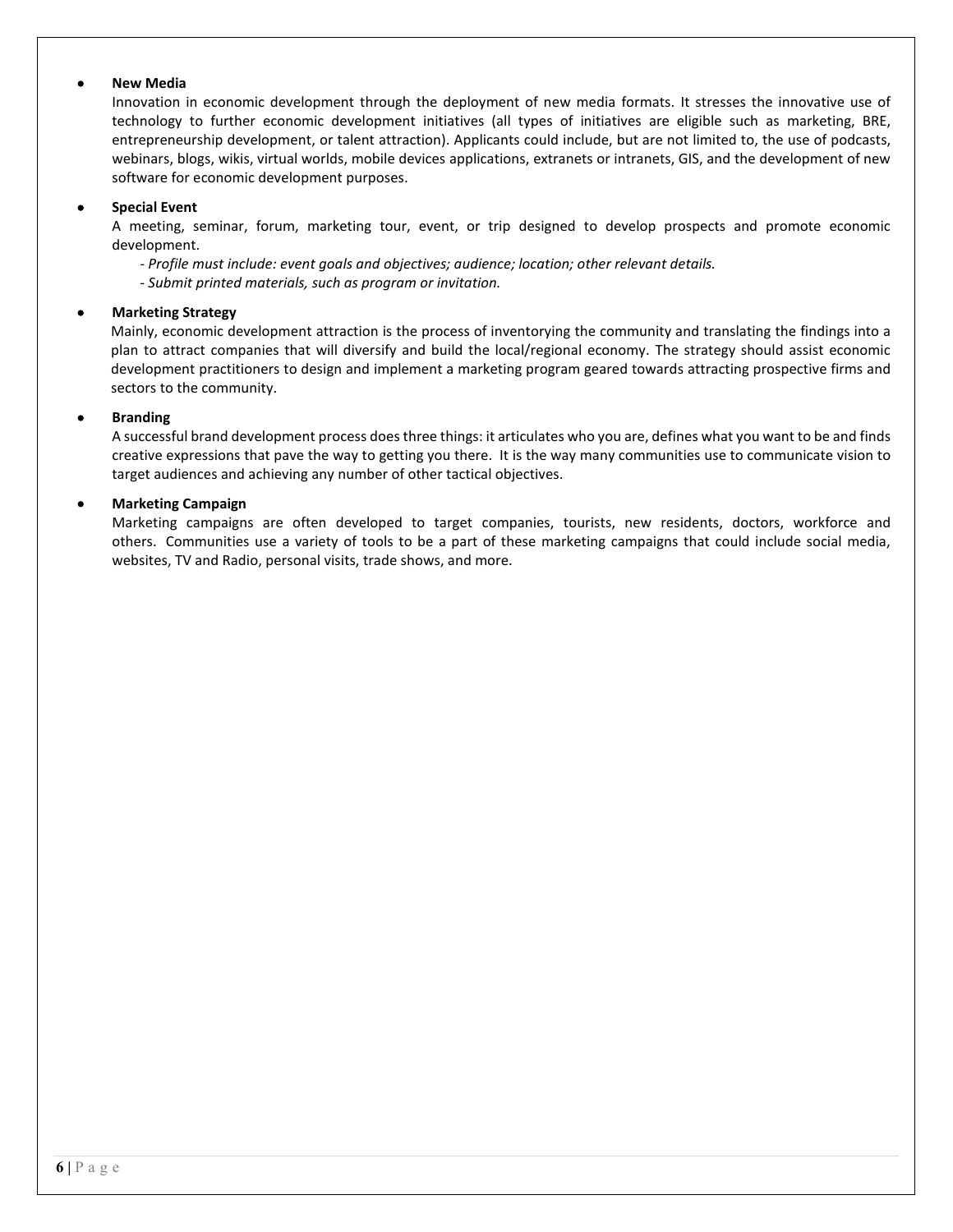- **New Media**
  Innovation in economic development through the deployment of new media formats. It stresses the innovative use of technology to further economic development initiatives (all types of initiatives are eligible such as marketing, BRE, entrepreneurship development, or talent attraction). Applicants could include, but are not limited to, the use of podcasts, webinars, blogs, wikis, virtual worlds, mobile devices applications, extranets or intranets, GIS, and the development of new software for economic development purposes.

- **Special Event**
  A meeting, seminar, forum, marketing tour, event, or trip designed to develop prospects and promote economic development.
  - *Profile must include: event goals and objectives; audience; location; other relevant details.*
  - *Submit printed materials, such as program or invitation.*

- **Marketing Strategy**
  Mainly, economic development attraction is the process of inventorying the community and translating the findings into a plan to attract companies that will diversify and build the local/regional economy. The strategy should assist economic development practitioners to design and implement a marketing program geared towards attracting prospective firms and sectors to the community.

- **Branding**
  A successful brand development process does three things: it articulates who you are, defines what you want to be and finds creative expressions that pave the way to getting you there. It is the way many communities use to communicate vision to target audiences and achieving any number of other tactical objectives.

- **Marketing Campaign**
  Marketing campaigns are often developed to target companies, tourists, new residents, doctors, workforce and others. Communities use a variety of tools to be a part of these marketing campaigns that could include social media, websites, TV and Radio, personal visits, trade shows, and more.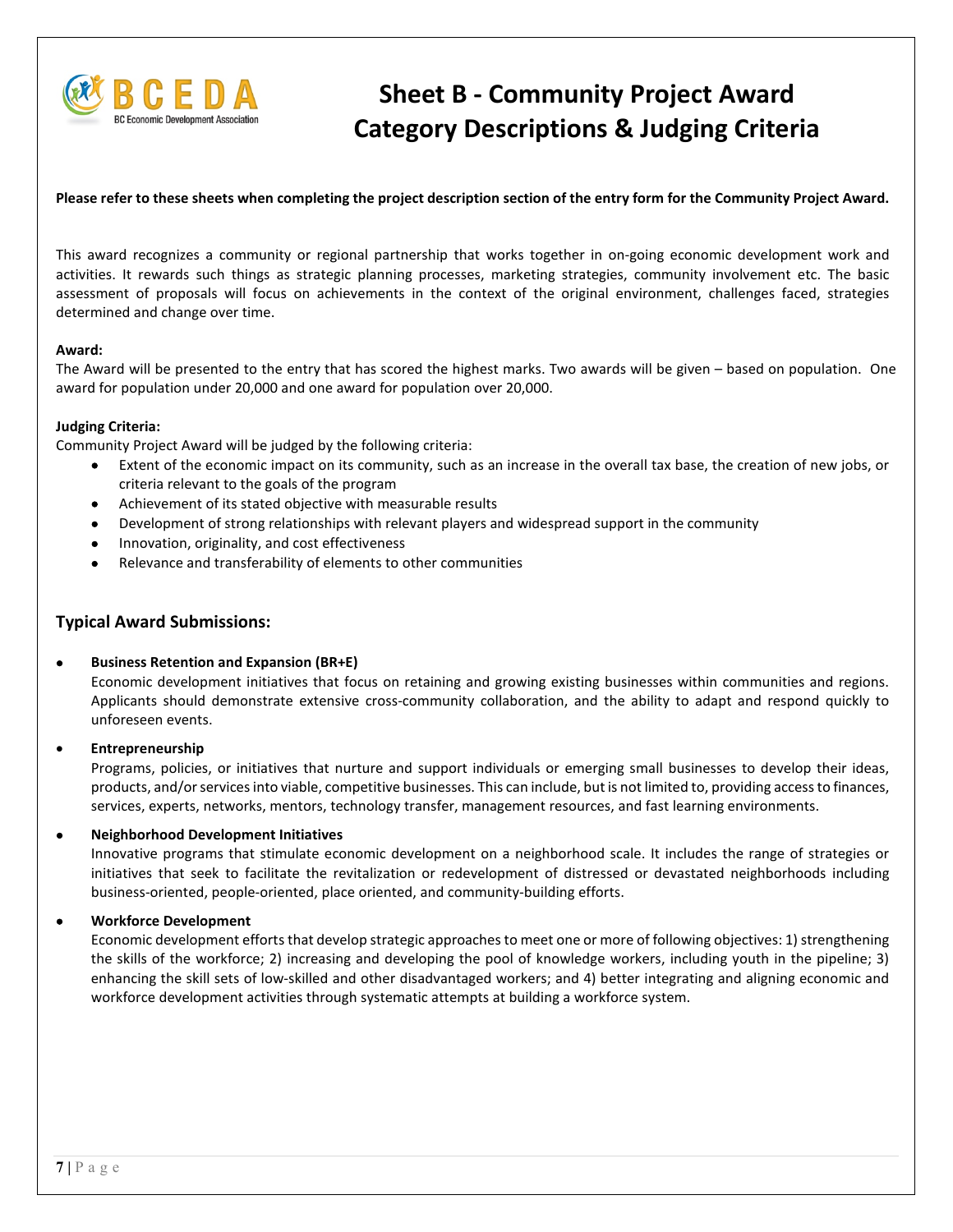BCEDA
BC Economic Development Association

# Sheet B - Community Project Award Category Descriptions & Judging Criteria

**Please refer to these sheets when completing the project description section of the entry form for the Community Project Award.**

This award recognizes a community or regional partnership that works together in on-going economic development work and activities. It rewards such things as strategic planning processes, marketing strategies, community involvement etc. The basic assessment of proposals will focus on achievements in the context of the original environment, challenges faced, strategies determined and change over time.

**Award:**
The Award will be presented to the entry that has scored the highest marks. Two awards will be given – based on population. One award for population under 20,000 and one award for population over 20,000.

**Judging Criteria:**
Community Project Award will be judged by the following criteria:

- Extent of the economic impact on its community, such as an increase in the overall tax base, the creation of new jobs, or criteria relevant to the goals of the program
- Achievement of its stated objective with measurable results
- Development of strong relationships with relevant players and widespread support in the community
- Innovation, originality, and cost effectiveness
- Relevance and transferability of elements to other communities

## Typical Award Submissions:

- **Business Retention and Expansion (BR+E)**
  Economic development initiatives that focus on retaining and growing existing businesses within communities and regions. Applicants should demonstrate extensive cross-community collaboration, and the ability to adapt and respond quickly to unforeseen events.

- **Entrepreneurship**
  Programs, policies, or initiatives that nurture and support individuals or emerging small businesses to develop their ideas, products, and/or services into viable, competitive businesses. This can include, but is not limited to, providing access to finances, services, experts, networks, mentors, technology transfer, management resources, and fast learning environments.

- **Neighborhood Development Initiatives**
  Innovative programs that stimulate economic development on a neighborhood scale. It includes the range of strategies or initiatives that seek to facilitate the revitalization or redevelopment of distressed or devastated neighborhoods including business-oriented, people-oriented, place oriented, and community-building efforts.

- **Workforce Development**
  Economic development efforts that develop strategic approaches to meet one or more of following objectives: 1) strengthening the skills of the workforce; 2) increasing and developing the pool of knowledge workers, including youth in the pipeline; 3) enhancing the skill sets of low-skilled and other disadvantaged workers; and 4) better integrating and aligning economic and workforce development activities through systematic attempts at building a workforce system.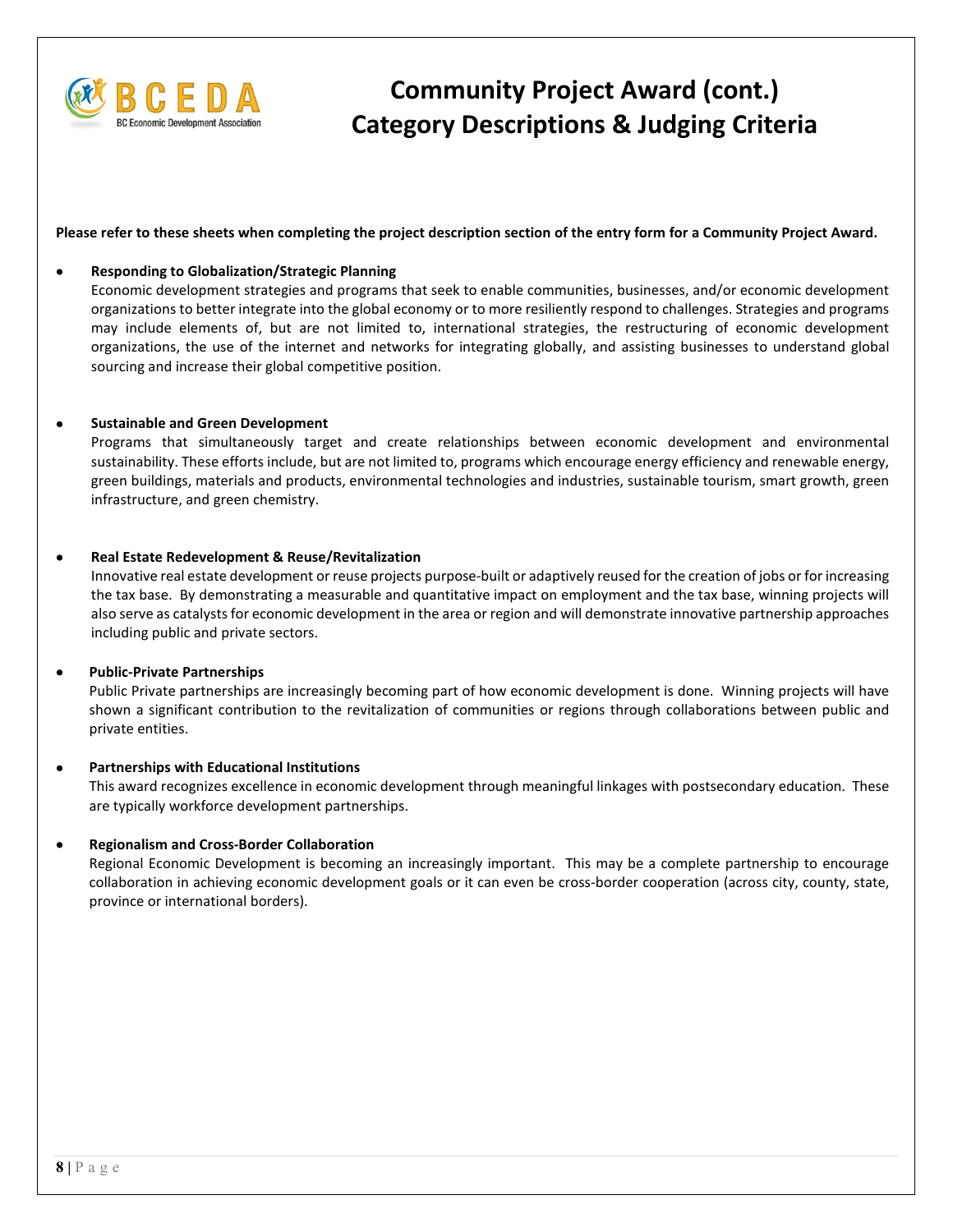# Community Project Award (cont.)
# Category Descriptions & Judging Criteria

**Please refer to these sheets when completing the project description section of the entry form for a Community Project Award.**

- **Responding to Globalization/Strategic Planning**
  Economic development strategies and programs that seek to enable communities, businesses, and/or economic development organizations to better integrate into the global economy or to more resiliently respond to challenges. Strategies and programs may include elements of, but are not limited to, international strategies, the restructuring of economic development organizations, the use of the internet and networks for integrating globally, and assisting businesses to understand global sourcing and increase their global competitive position.

- **Sustainable and Green Development**
  Programs that simultaneously target and create relationships between economic development and environmental sustainability. These efforts include, but are not limited to, programs which encourage energy efficiency and renewable energy, green buildings, materials and products, environmental technologies and industries, sustainable tourism, smart growth, green infrastructure, and green chemistry.

- **Real Estate Redevelopment & Reuse/Revitalization**
  Innovative real estate development or reuse projects purpose-built or adaptively reused for the creation of jobs or for increasing the tax base. By demonstrating a measurable and quantitative impact on employment and the tax base, winning projects will also serve as catalysts for economic development in the area or region and will demonstrate innovative partnership approaches including public and private sectors.

- **Public-Private Partnerships**
  Public Private partnerships are increasingly becoming part of how economic development is done. Winning projects will have shown a significant contribution to the revitalization of communities or regions through collaborations between public and private entities.

- **Partnerships with Educational Institutions**
  This award recognizes excellence in economic development through meaningful linkages with postsecondary education. These are typically workforce development partnerships.

- **Regionalism and Cross-Border Collaboration**
  Regional Economic Development is becoming an increasingly important. This may be a complete partnership to encourage collaboration in achieving economic development goals or it can even be cross-border cooperation (across city, county, state, province or international borders).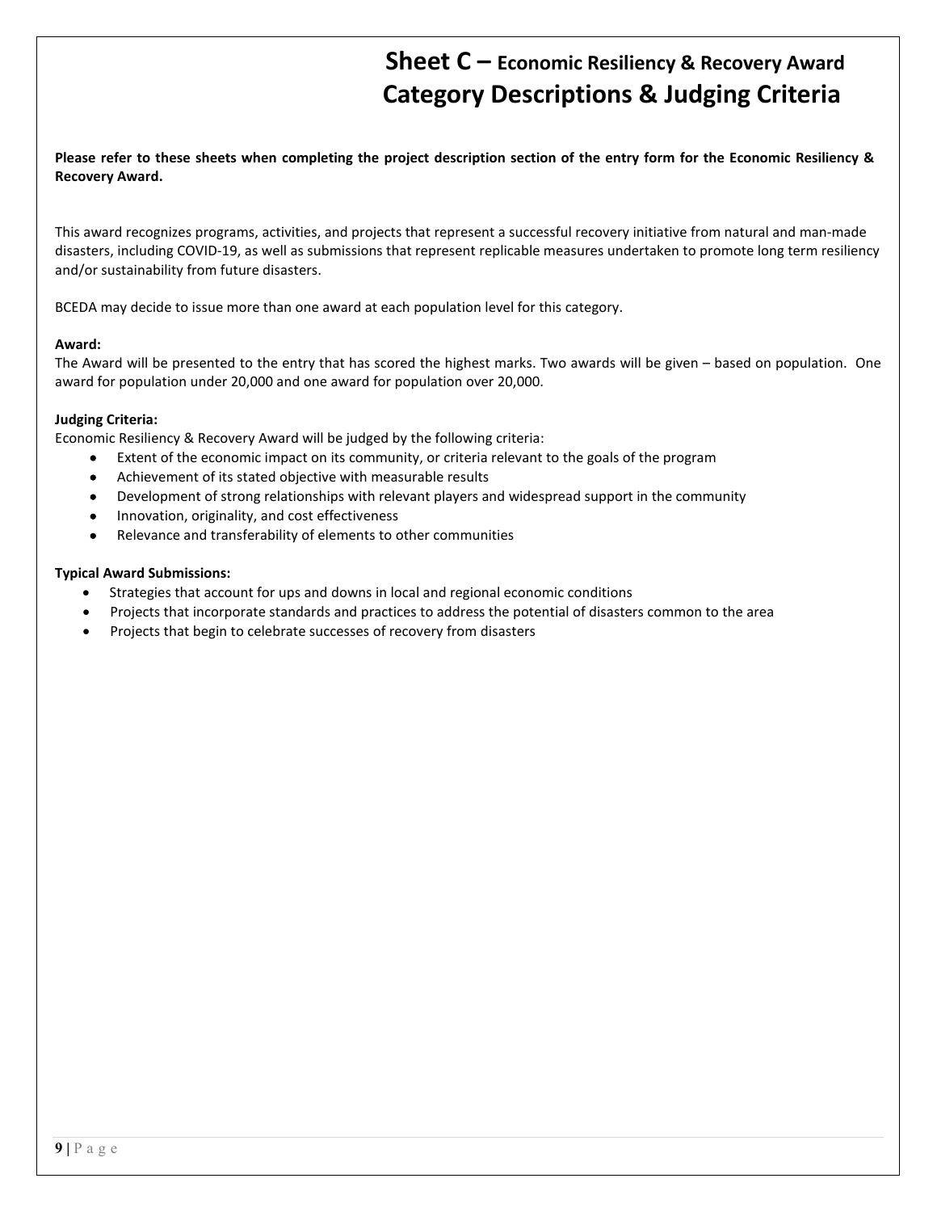# Sheet C – Economic Resiliency & Recovery Award
# Category Descriptions & Judging Criteria

**Please refer to these sheets when completing the project description section of the entry form for the Economic Resiliency & Recovery Award.**

This award recognizes programs, activities, and projects that represent a successful recovery initiative from natural and man-made disasters, including COVID-19, as well as submissions that represent replicable measures undertaken to promote long term resiliency and/or sustainability from future disasters.

BCEDA may decide to issue more than one award at each population level for this category.

**Award:**
The Award will be presented to the entry that has scored the highest marks. Two awards will be given – based on population. One award for population under 20,000 and one award for population over 20,000.

**Judging Criteria:**
Economic Resiliency & Recovery Award will be judged by the following criteria:

- Extent of the economic impact on its community, or criteria relevant to the goals of the program
- Achievement of its stated objective with measurable results
- Development of strong relationships with relevant players and widespread support in the community
- Innovation, originality, and cost effectiveness
- Relevance and transferability of elements to other communities

**Typical Award Submissions:**

- Strategies that account for ups and downs in local and regional economic conditions
- Projects that incorporate standards and practices to address the potential of disasters common to the area
- Projects that begin to celebrate successes of recovery from disasters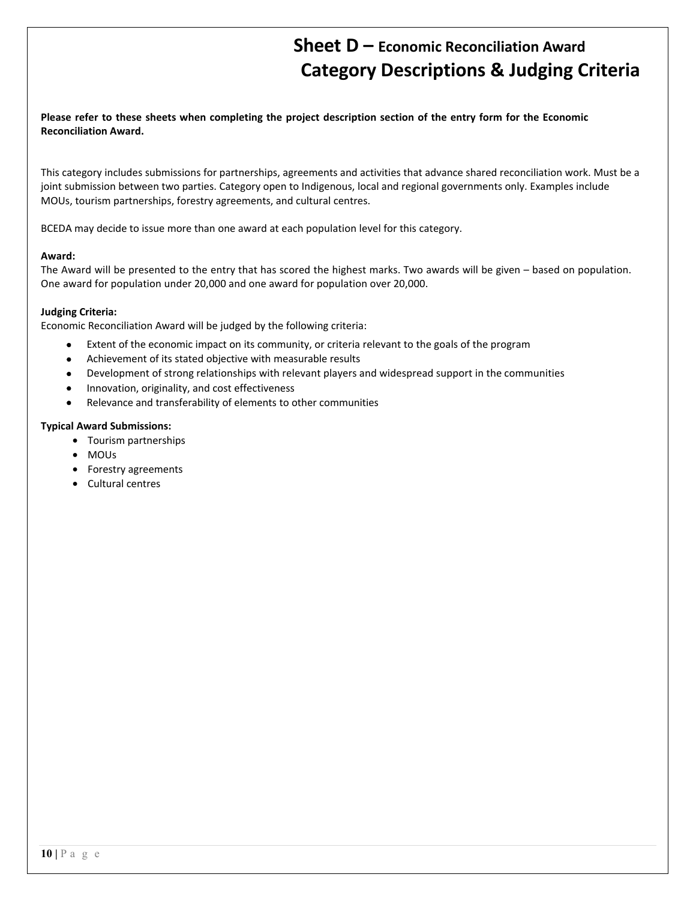# Sheet D – Economic Reconciliation Award
## Category Descriptions & Judging Criteria

**Please refer to these sheets when completing the project description section of the entry form for the Economic Reconciliation Award.**

This category includes submissions for partnerships, agreements and activities that advance shared reconciliation work. Must be a joint submission between two parties. Category open to Indigenous, local and regional governments only. Examples include MOUs, tourism partnerships, forestry agreements, and cultural centres.

BCEDA may decide to issue more than one award at each population level for this category.

**Award:**
The Award will be presented to the entry that has scored the highest marks. Two awards will be given – based on population. One award for population under 20,000 and one award for population over 20,000.

**Judging Criteria:**
Economic Reconciliation Award will be judged by the following criteria:

- Extent of the economic impact on its community, or criteria relevant to the goals of the program
- Achievement of its stated objective with measurable results
- Development of strong relationships with relevant players and widespread support in the communities
- Innovation, originality, and cost effectiveness
- Relevance and transferability of elements to other communities

**Typical Award Submissions:**

- Tourism partnerships
- MOUs
- Forestry agreements
- Cultural centres